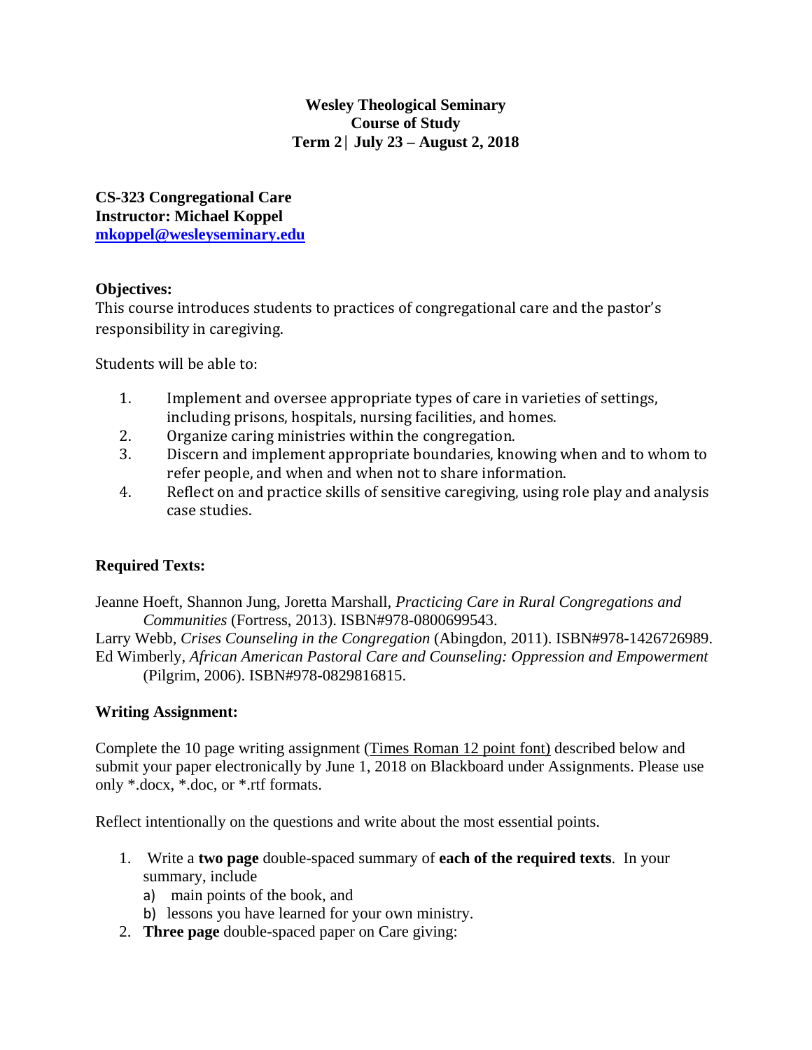**Wesley Theological Seminary**
**Course of Study**
**Term 2 | July 23 – August 2, 2018**

**CS-323 Congregational Care**
**Instructor: Michael Koppel**
**mkoppel@wesleyseminary.edu**

**Objectives:**

This course introduces students to practices of congregational care and the pastor's responsibility in caregiving.

Students will be able to:

1. Implement and oversee appropriate types of care in varieties of settings, including prisons, hospitals, nursing facilities, and homes.
2. Organize caring ministries within the congregation.
3. Discern and implement appropriate boundaries, knowing when and to whom to refer people, and when and when not to share information.
4. Reflect on and practice skills of sensitive caregiving, using role play and analysis case studies.

**Required Texts:**

Jeanne Hoeft, Shannon Jung, Joretta Marshall, *Practicing Care in Rural Congregations and Communities* (Fortress, 2013). ISBN#978-0800699543.

Larry Webb, *Crises Counseling in the Congregation* (Abingdon, 2011). ISBN#978-1426726989.

Ed Wimberly, *African American Pastoral Care and Counseling: Oppression and Empowerment* (Pilgrim, 2006). ISBN#978-0829816815.

**Writing Assignment:**

Complete the 10 page writing assignment (Times Roman 12 point font) described below and submit your paper electronically by June 1, 2018 on Blackboard under Assignments. Please use only *.docx, *.doc, or *.rtf formats.

Reflect intentionally on the questions and write about the most essential points.

1. Write a **two page** double-spaced summary of **each of the required texts**. In your summary, include
   a) main points of the book, and
   b) lessons you have learned for your own ministry.
2. **Three page** double-spaced paper on Care giving: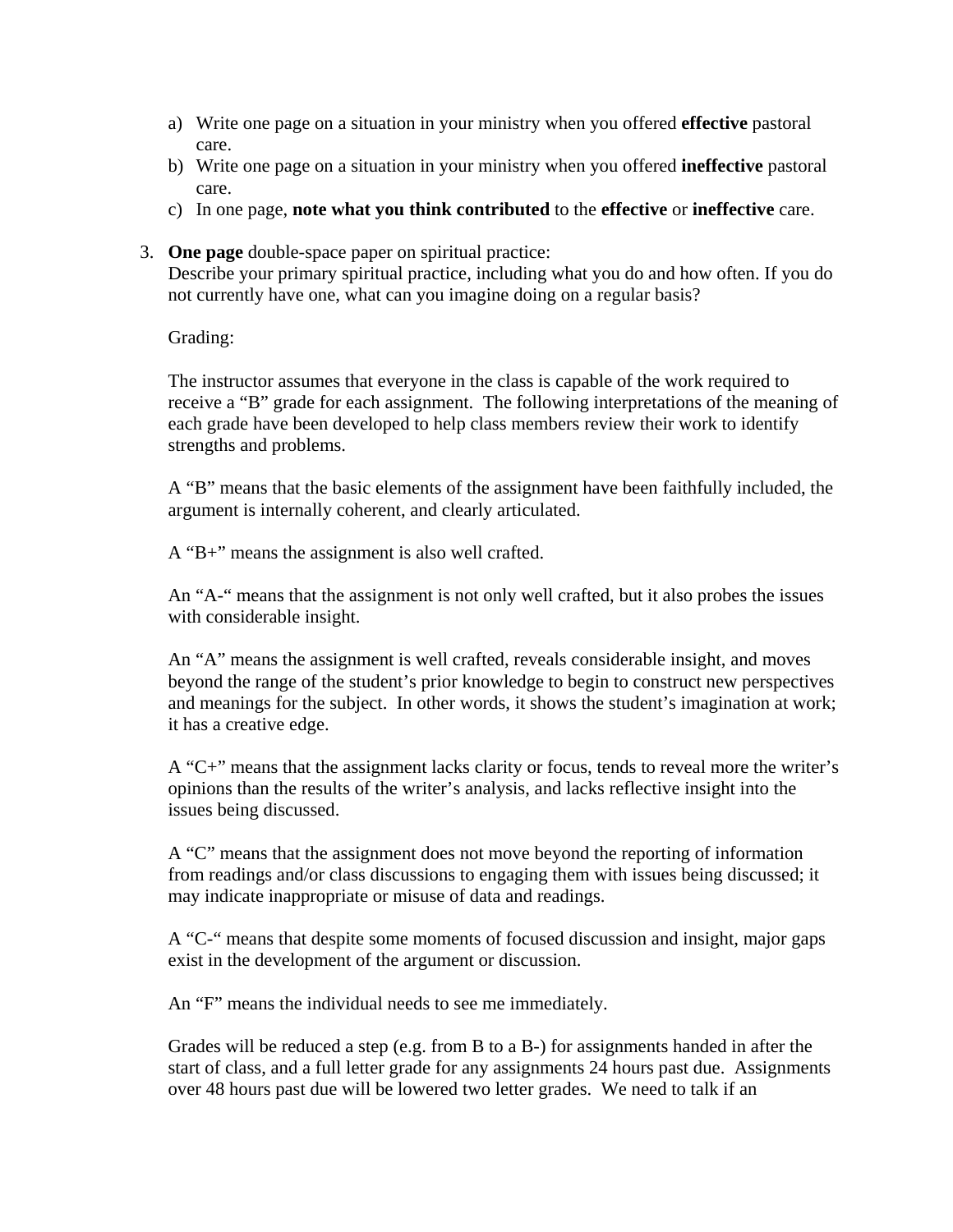a) Write one page on a situation in your ministry when you offered **effective** pastoral care.
b) Write one page on a situation in your ministry when you offered **ineffective** pastoral care.
c) In one page, **note what you think contributed** to the **effective** or **ineffective** care.

3. **One page** double-space paper on spiritual practice:
   Describe your primary spiritual practice, including what you do and how often. If you do not currently have one, what can you imagine doing on a regular basis?

   Grading:

   The instructor assumes that everyone in the class is capable of the work required to receive a "B" grade for each assignment. The following interpretations of the meaning of each grade have been developed to help class members review their work to identify strengths and problems.

   A "B" means that the basic elements of the assignment have been faithfully included, the argument is internally coherent, and clearly articulated.

   A "B+" means the assignment is also well crafted.

   An "A-" means that the assignment is not only well crafted, but it also probes the issues with considerable insight.

   An "A" means the assignment is well crafted, reveals considerable insight, and moves beyond the range of the student's prior knowledge to begin to construct new perspectives and meanings for the subject. In other words, it shows the student's imagination at work; it has a creative edge.

   A "C+" means that the assignment lacks clarity or focus, tends to reveal more the writer's opinions than the results of the writer's analysis, and lacks reflective insight into the issues being discussed.

   A "C" means that the assignment does not move beyond the reporting of information from readings and/or class discussions to engaging them with issues being discussed; it may indicate inappropriate or misuse of data and readings.

   A "C-" means that despite some moments of focused discussion and insight, major gaps exist in the development of the argument or discussion.

   An "F" means the individual needs to see me immediately.

   Grades will be reduced a step (e.g. from B to a B-) for assignments handed in after the start of class, and a full letter grade for any assignments 24 hours past due. Assignments over 48 hours past due will be lowered two letter grades. We need to talk if an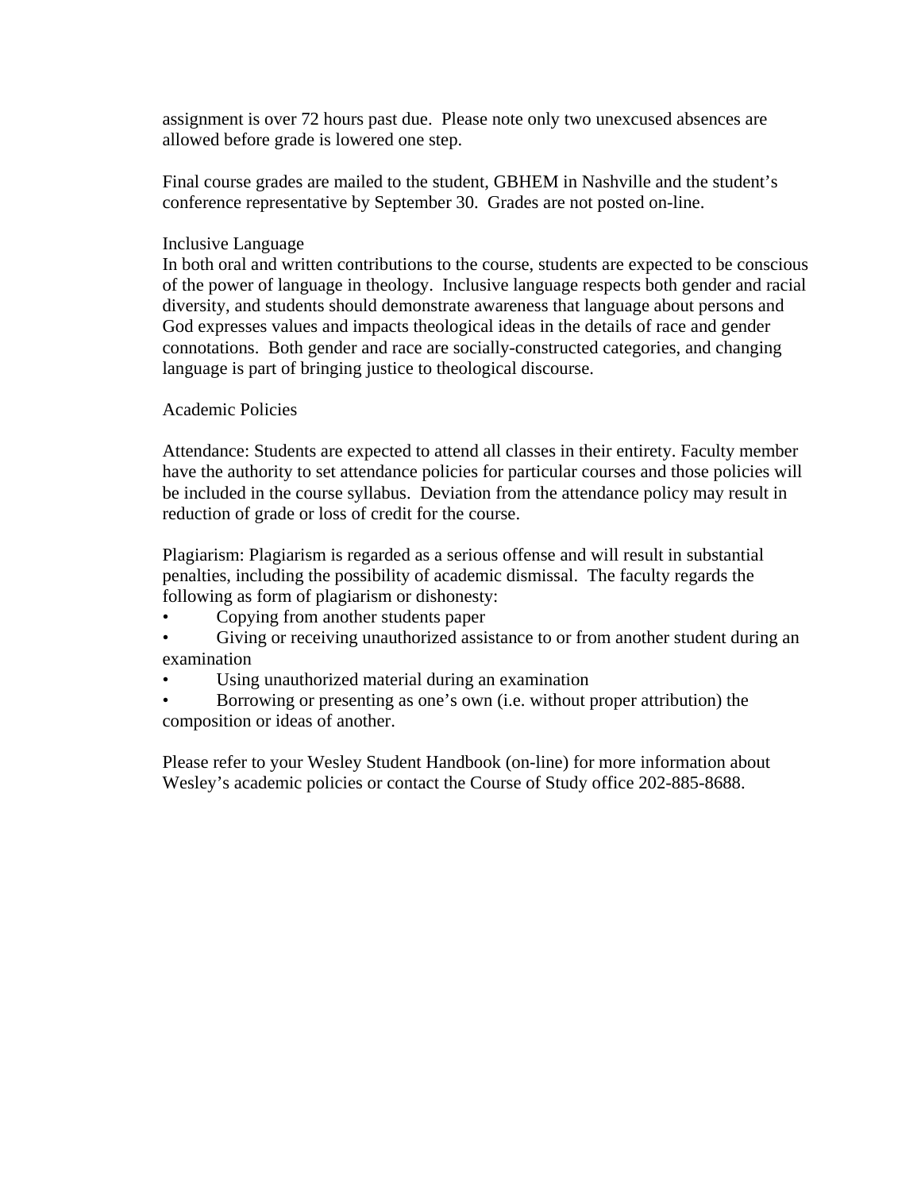assignment is over 72 hours past due. Please note only two unexcused absences are allowed before grade is lowered one step.

Final course grades are mailed to the student, GBHEM in Nashville and the student's conference representative by September 30. Grades are not posted on-line.

Inclusive Language

In both oral and written contributions to the course, students are expected to be conscious of the power of language in theology. Inclusive language respects both gender and racial diversity, and students should demonstrate awareness that language about persons and God expresses values and impacts theological ideas in the details of race and gender connotations. Both gender and race are socially-constructed categories, and changing language is part of bringing justice to theological discourse.

Academic Policies

Attendance: Students are expected to attend all classes in their entirety. Faculty member have the authority to set attendance policies for particular courses and those policies will be included in the course syllabus. Deviation from the attendance policy may result in reduction of grade or loss of credit for the course.

Plagiarism: Plagiarism is regarded as a serious offense and will result in substantial penalties, including the possibility of academic dismissal. The faculty regards the following as form of plagiarism or dishonesty:

- Copying from another students paper
- Giving or receiving unauthorized assistance to or from another student during an examination
- Using unauthorized material during an examination
- Borrowing or presenting as one's own (i.e. without proper attribution) the composition or ideas of another.

Please refer to your Wesley Student Handbook (on-line) for more information about Wesley's academic policies or contact the Course of Study office 202-885-8688.